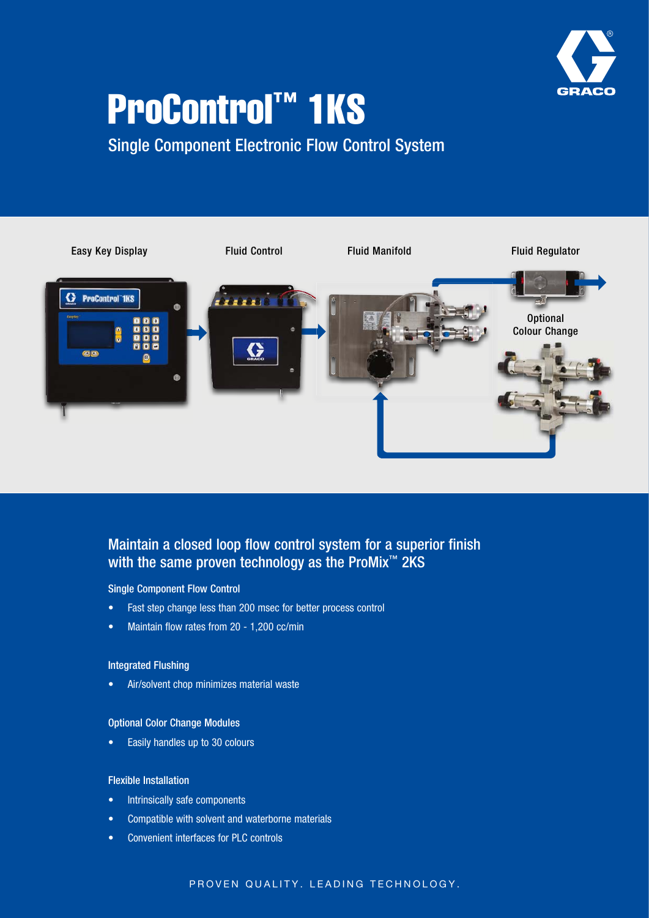# ProControl™ 1KS

## Single Component Electronic Flow Control System

Easy Key Display

Fluid Control

Fluid Manifold

Fluid Regulator

Optional Colour Change

## Maintain a closed loop flow control system for a superior finish with the same proven technology as the ProMix™ 2KS

### Single Component Flow Control

- Fast step change less than 200 msec for better process control
- Maintain flow rates from 20 - 1,200 cc/min

### Integrated Flushing

- Air/solvent chop minimizes material waste

### Optional Color Change Modules

- Easily handles up to 30 colours

### Flexible Installation

- Intrinsically safe components
- Compatible with solvent and waterborne materials
- Convenient interfaces for PLC controls

PROVEN QUALITY. LEADING TECHNOLOGY.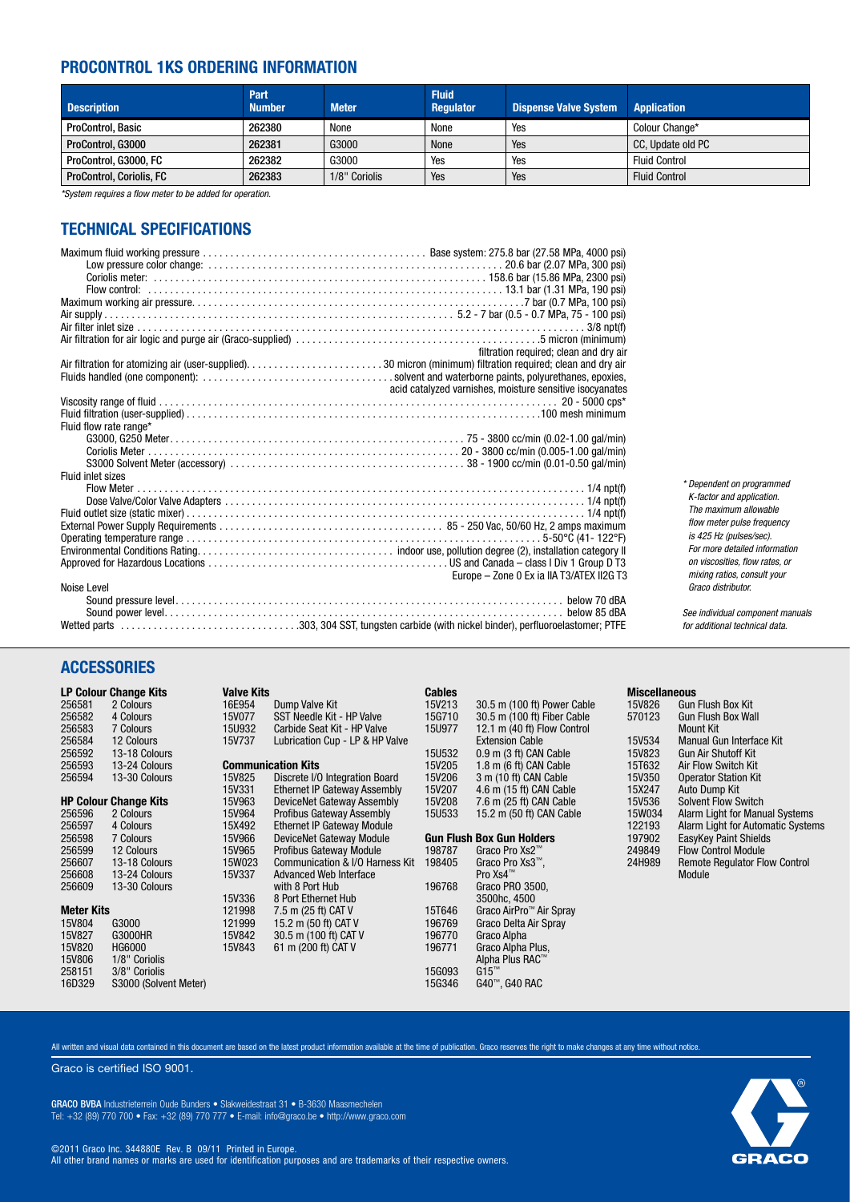## PROCONTROL 1KS ORDERING INFORMATION

| Description | Part Number | Meter | Fluid Regulator | Dispense Valve System | Application |
|---|---|---|---|---|---|
| ProControl, Basic | 262380 | None | None | Yes | Colour Change* |
| ProControl, G3000 | 262381 | G3000 | None | Yes | CC, Update old PC |
| ProControl, G3000, FC | 262382 | G3000 | Yes | Yes | Fluid Control |
| ProControl, Coriolis, FC | 262383 | 1/8" Coriolis | Yes | Yes | Fluid Control |

*System requires a flow meter to be added for operation.*

## TECHNICAL SPECIFICATIONS

Maximum fluid working pressure . . . . . Base system: 275.8 bar (27.58 MPa, 4000 psi)
Low pressure color change: . . . . . 20.6 bar (2.07 MPa, 300 psi)
Coriolis meter: . . . . . 158.6 bar (15.86 MPa, 2300 psi)
Flow control: . . . . . 13.1 bar (1.31 MPa, 190 psi)
Maximum working air pressure. . . . . 7 bar (0.7 MPa, 100 psi)
Air supply . . . . . 5.2 - 7 bar (0.5 - 0.7 MPa, 75 - 100 psi)
Air filter inlet size . . . . . 3/8 npt(f)
Air filtration for air logic and purge air (Graco-supplied) . . . . . 5 micron (minimum) filtration required; clean and dry air
Air filtration for atomizing air (user-supplied). . . . . 30 micron (minimum) filtration required; clean and dry air
Fluids handled (one component): . . . . . solvent and waterborne paints, polyurethanes, epoxies, acid catalyzed varnishes, moisture sensitive isocyanates
Viscosity range of fluid . . . . . 20 - 5000 cps*
Fluid filtration (user-supplied) . . . . . 100 mesh minimum
Fluid flow rate range*
G3000, G250 Meter. . . . . 75 - 3800 cc/min (0.02-1.00 gal/min)
Coriolis Meter . . . . . 20 - 3800 cc/min (0.005-1.00 gal/min)
S3000 Solvent Meter (accessory) . . . . . 38 - 1900 cc/min (0.01-0.50 gal/min)
Fluid inlet sizes
Flow Meter . . . . . 1/4 npt(f)
Dose Valve/Color Valve Adapters . . . . . 1/4 npt(f)
Fluid outlet size (static mixer) . . . . . 1/4 npt(f)
External Power Supply Requirements . . . . . 85 - 250 Vac, 50/60 Hz, 2 amps maximum
Operating temperature range . . . . . 5-50°C (41- 122°F)
Environmental Conditions Rating. . . . . indoor use, pollution degree (2), installation category II
Approved for Hazardous Locations . . . . . US and Canada – class I Div 1 Group D T3
Europe – Zone 0 Ex ia IIA T3/ATEX II2G T3
Noise Level
Sound pressure level. . . . . below 70 dBA
Sound power level. . . . . below 85 dBA
Wetted parts . . . . . 303, 304 SST, tungsten carbide (with nickel binder), perfluoroelastomer; PTFE

*\* Dependent on programmed K-factor and application. The maximum allowable flow meter pulse frequency is 425 Hz (pulses/sec). For more detailed information on viscosities, flow rates, or mixing ratios, consult your Graco distributor.*

*See individual component manuals for additional technical data.*

## ACCESSORIES

**LP Colour Change Kits**

| | |
|---|---|
| 256581 | 2 Colours |
| 256582 | 4 Colours |
| 256583 | 7 Colours |
| 256584 | 12 Colours |
| 256592 | 13-18 Colours |
| 256593 | 13-24 Colours |
| 256594 | 13-30 Colours |

**HP Colour Change Kits**

| | |
|---|---|
| 256596 | 2 Colours |
| 256597 | 4 Colours |
| 256598 | 7 Colours |
| 256599 | 12 Colours |
| 256607 | 13-18 Colours |
| 256608 | 13-24 Colours |
| 256609 | 13-30 Colours |

**Meter Kits**

| | |
|---|---|
| 15V804 | G3000 |
| 15V827 | G3000HR |
| 15V820 | HG6000 |
| 15V806 | 1/8" Coriolis |
| 258151 | 3/8" Coriolis |
| 16D329 | S3000 (Solvent Meter) |

**Valve Kits**

| | |
|---|---|
| 16E954 | Dump Valve Kit |
| 15V077 | SST Needle Kit - HP Valve |
| 15U932 | Carbide Seat Kit - HP Valve |
| 15V737 | Lubrication Cup - LP & HP Valve |

**Communication Kits**

| | |
|---|---|
| 15V825 | Discrete I/O Integration Board |
| 15V331 | Ethernet IP Gateway Assembly |
| 15V963 | DeviceNet Gateway Assembly |
| 15V964 | Profibus Gateway Assembly |
| 15X492 | Ethernet IP Gateway Module |
| 15V966 | DeviceNet Gateway Module |
| 15V965 | Profibus Gateway Module |
| 15W023 | Communication & I/O Harness Kit |
| 15V337 | Advanced Web Interface with 8 Port Hub |
| 15V336 | 8 Port Ethernet Hub |
| 121998 | 7.5 m (25 ft) CAT V |
| 121999 | 15.2 m (50 ft) CAT V |
| 15V842 | 30.5 m (100 ft) CAT V |
| 15V843 | 61 m (200 ft) CAT V |

**Cables**

| | |
|---|---|
| 15V213 | 30.5 m (100 ft) Power Cable |
| 15G710 | 30.5 m (100 ft) Fiber Cable |
| 15U977 | 12.1 m (40 ft) Flow Control Extension Cable |
| 15U532 | 0.9 m (3 ft) CAN Cable |
| 15V205 | 1.8 m (6 ft) CAN Cable |
| 15V206 | 3 m (10 ft) CAN Cable |
| 15V207 | 4.6 m (15 ft) CAN Cable |
| 15V208 | 7.6 m (25 ft) CAN Cable |
| 15U533 | 15.2 m (50 ft) CAN Cable |

**Gun Flush Box Gun Holders**

| | |
|---|---|
| 198787 | Graco Pro Xs2™ |
| 198405 | Graco Pro Xs3™, Pro Xs4™ |
| 196768 | Graco PRO 3500, 3500hc, 4500 |
| 15T646 | Graco AirPro™ Air Spray |
| 196769 | Graco Delta Air Spray |
| 196770 | Graco Alpha |
| 196771 | Graco Alpha Plus, Alpha Plus RAC™ |
| 15G093 | G15™ |
| 15G346 | G40™, G40 RAC |

**Miscellaneous**

| | |
|---|---|
| 15V826 | Gun Flush Box Kit |
| 570123 | Gun Flush Box Wall Mount Kit |
| 15V534 | Manual Gun Interface Kit |
| 15V823 | Gun Air Shutoff Kit |
| 15T632 | Air Flow Switch Kit |
| 15V350 | Operator Station Kit |
| 15X247 | Auto Dump Kit |
| 15V536 | Solvent Flow Switch |
| 15W034 | Alarm Light for Manual Systems |
| 122193 | Alarm Light for Automatic Systems |
| 197902 | EasyKey Paint Shields |
| 249849 | Flow Control Module |
| 24H989 | Remote Regulator Flow Control Module |

All written and visual data contained in this document are based on the latest product information available at the time of publication. Graco reserves the right to make changes at any time without notice.

Graco is certified ISO 9001.

**GRACO BVBA** Industrieterrein Oude Bunders • Slakweidestraat 31 • B-3630 Maasmechelen
Tel: +32 (89) 770 700 • Fax: +32 (89) 770 777 • E-mail: info@graco.be • http://www.graco.com

©2011 Graco Inc. 344880E Rev. B 09/11 Printed in Europe.
All other brand names or marks are used for identification purposes and are trademarks of their respective owners.